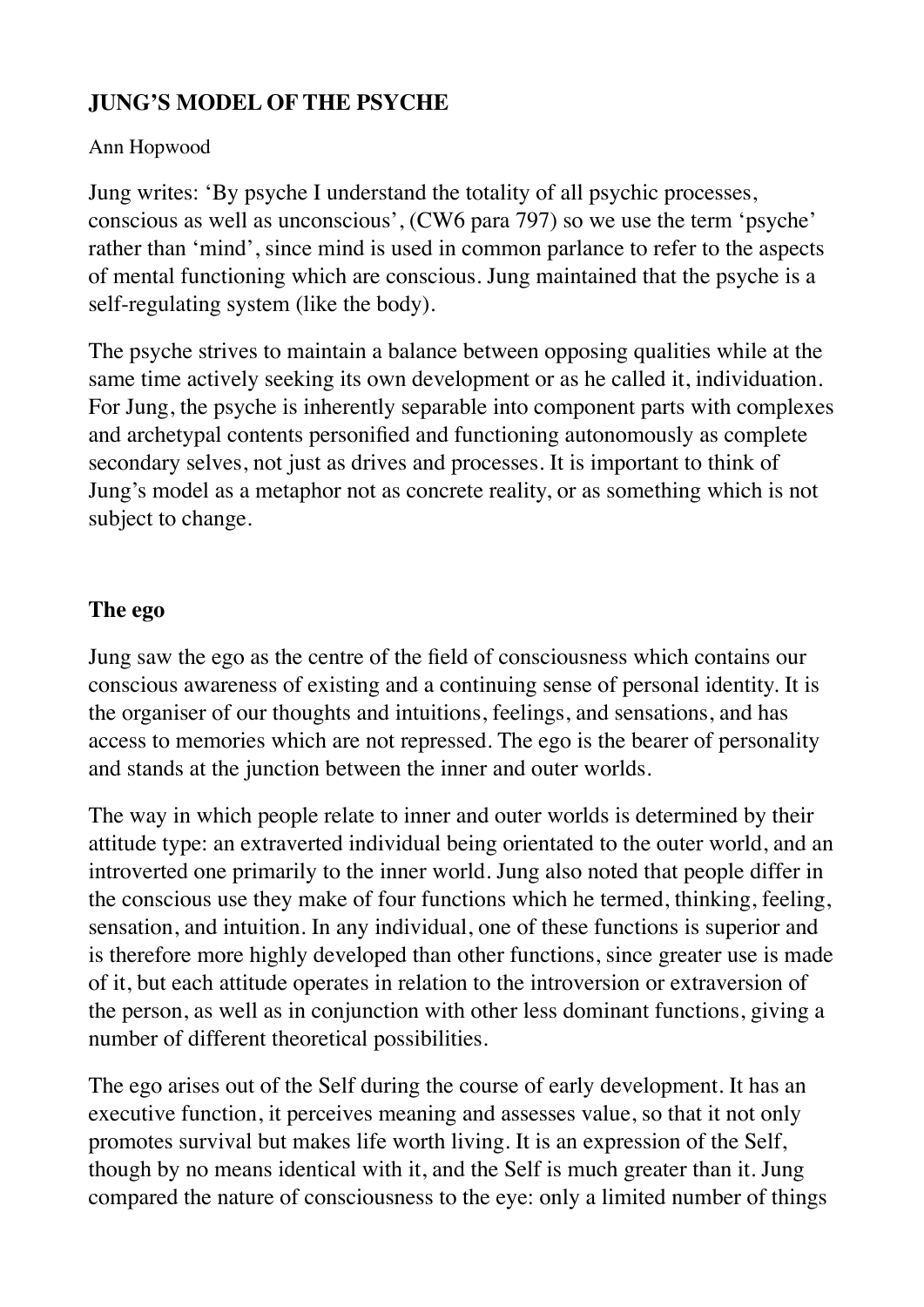# JUNG'S MODEL OF THE PSYCHE

Ann Hopwood

Jung writes: 'By psyche I understand the totality of all psychic processes, conscious as well as unconscious', (CW6 para 797) so we use the term 'psyche' rather than 'mind', since mind is used in common parlance to refer to the aspects of mental functioning which are conscious. Jung maintained that the psyche is a self-regulating system (like the body).

The psyche strives to maintain a balance between opposing qualities while at the same time actively seeking its own development or as he called it, individuation. For Jung, the psyche is inherently separable into component parts with complexes and archetypal contents personified and functioning autonomously as complete secondary selves, not just as drives and processes. It is important to think of Jung's model as a metaphor not as concrete reality, or as something which is not subject to change.

## The ego

Jung saw the ego as the centre of the field of consciousness which contains our conscious awareness of existing and a continuing sense of personal identity. It is the organiser of our thoughts and intuitions, feelings, and sensations, and has access to memories which are not repressed. The ego is the bearer of personality and stands at the junction between the inner and outer worlds.

The way in which people relate to inner and outer worlds is determined by their attitude type: an extraverted individual being orientated to the outer world, and an introverted one primarily to the inner world. Jung also noted that people differ in the conscious use they make of four functions which he termed, thinking, feeling, sensation, and intuition. In any individual, one of these functions is superior and is therefore more highly developed than other functions, since greater use is made of it, but each attitude operates in relation to the introversion or extraversion of the person, as well as in conjunction with other less dominant functions, giving a number of different theoretical possibilities.

The ego arises out of the Self during the course of early development. It has an executive function, it perceives meaning and assesses value, so that it not only promotes survival but makes life worth living. It is an expression of the Self, though by no means identical with it, and the Self is much greater than it. Jung compared the nature of consciousness to the eye: only a limited number of things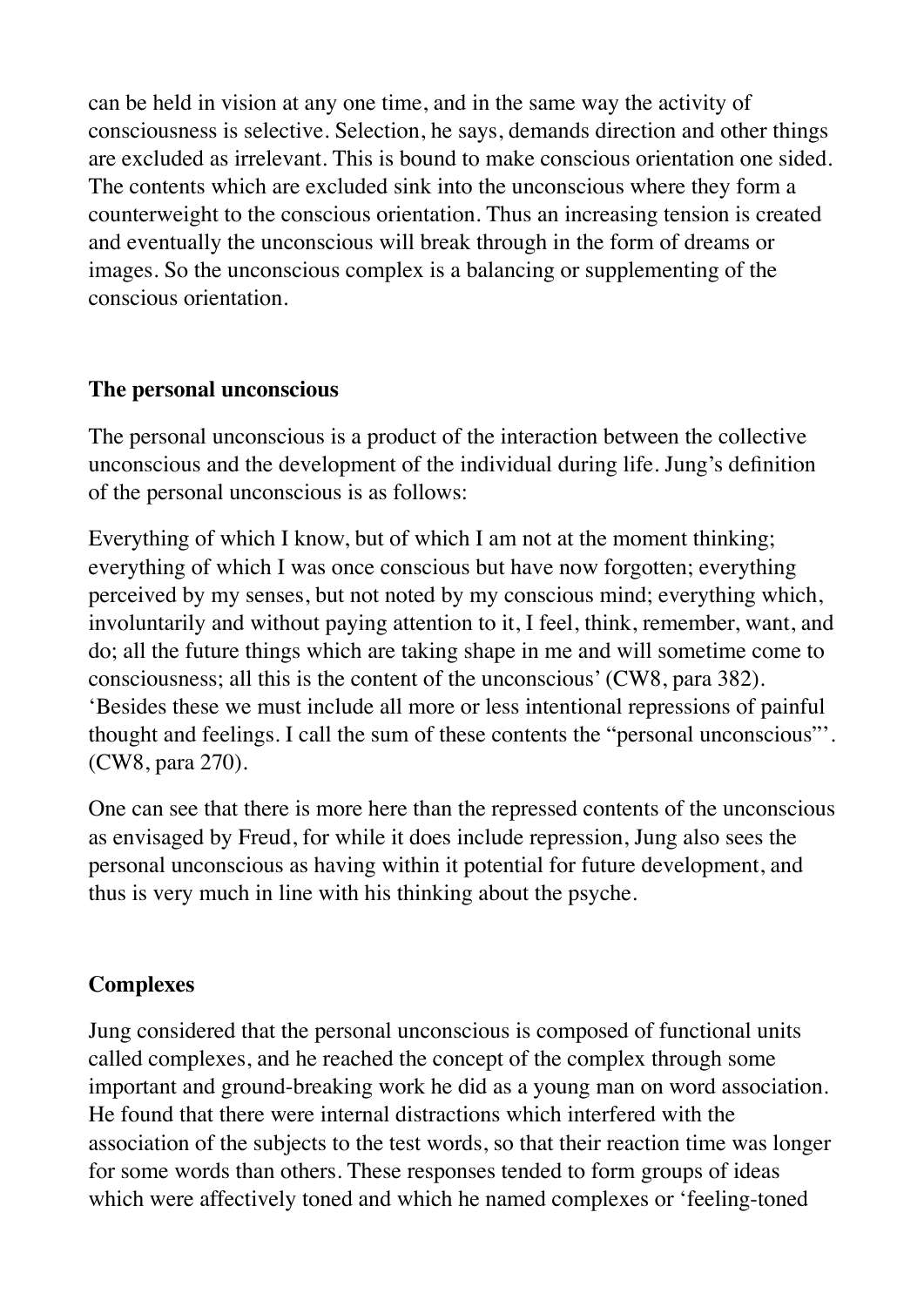can be held in vision at any one time, and in the same way the activity of consciousness is selective. Selection, he says, demands direction and other things are excluded as irrelevant. This is bound to make conscious orientation one sided. The contents which are excluded sink into the unconscious where they form a counterweight to the conscious orientation. Thus an increasing tension is created and eventually the unconscious will break through in the form of dreams or images. So the unconscious complex is a balancing or supplementing of the conscious orientation.

**The personal unconscious**

The personal unconscious is a product of the interaction between the collective unconscious and the development of the individual during life. Jung's definition of the personal unconscious is as follows:

Everything of which I know, but of which I am not at the moment thinking; everything of which I was once conscious but have now forgotten; everything perceived by my senses, but not noted by my conscious mind; everything which, involuntarily and without paying attention to it, I feel, think, remember, want, and do; all the future things which are taking shape in me and will sometime come to consciousness; all this is the content of the unconscious' (CW8, para 382). 'Besides these we must include all more or less intentional repressions of painful thought and feelings. I call the sum of these contents the "personal unconscious"'. (CW8, para 270).

One can see that there is more here than the repressed contents of the unconscious as envisaged by Freud, for while it does include repression, Jung also sees the personal unconscious as having within it potential for future development, and thus is very much in line with his thinking about the psyche.

**Complexes**

Jung considered that the personal unconscious is composed of functional units called complexes, and he reached the concept of the complex through some important and ground-breaking work he did as a young man on word association. He found that there were internal distractions which interfered with the association of the subjects to the test words, so that their reaction time was longer for some words than others. These responses tended to form groups of ideas which were affectively toned and which he named complexes or 'feeling-toned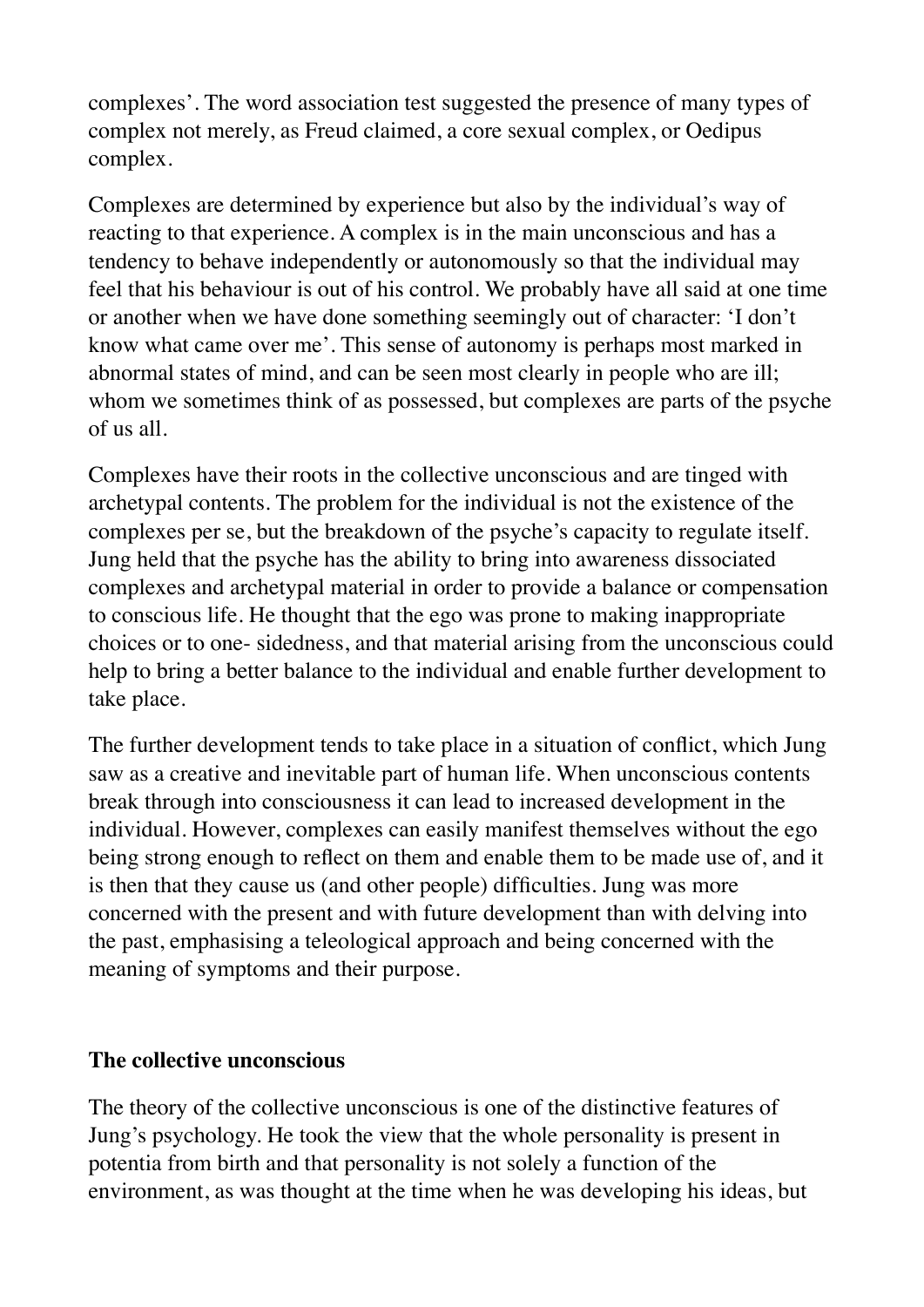complexes'. The word association test suggested the presence of many types of complex not merely, as Freud claimed, a core sexual complex, or Oedipus complex.

Complexes are determined by experience but also by the individual's way of reacting to that experience. A complex is in the main unconscious and has a tendency to behave independently or autonomously so that the individual may feel that his behaviour is out of his control. We probably have all said at one time or another when we have done something seemingly out of character: 'I don't know what came over me'. This sense of autonomy is perhaps most marked in abnormal states of mind, and can be seen most clearly in people who are ill; whom we sometimes think of as possessed, but complexes are parts of the psyche of us all.

Complexes have their roots in the collective unconscious and are tinged with archetypal contents. The problem for the individual is not the existence of the complexes per se, but the breakdown of the psyche's capacity to regulate itself. Jung held that the psyche has the ability to bring into awareness dissociated complexes and archetypal material in order to provide a balance or compensation to conscious life. He thought that the ego was prone to making inappropriate choices or to one- sidedness, and that material arising from the unconscious could help to bring a better balance to the individual and enable further development to take place.

The further development tends to take place in a situation of conflict, which Jung saw as a creative and inevitable part of human life. When unconscious contents break through into consciousness it can lead to increased development in the individual. However, complexes can easily manifest themselves without the ego being strong enough to reflect on them and enable them to be made use of, and it is then that they cause us (and other people) difficulties. Jung was more concerned with the present and with future development than with delving into the past, emphasising a teleological approach and being concerned with the meaning of symptoms and their purpose.

**The collective unconscious**

The theory of the collective unconscious is one of the distinctive features of Jung's psychology. He took the view that the whole personality is present in potentia from birth and that personality is not solely a function of the environment, as was thought at the time when he was developing his ideas, but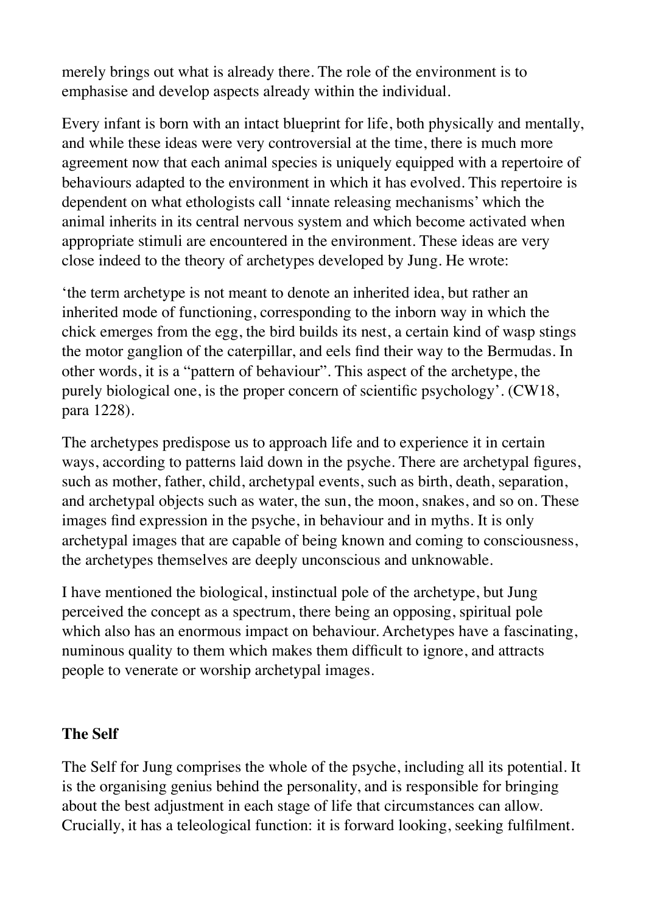merely brings out what is already there. The role of the environment is to emphasise and develop aspects already within the individual.

Every infant is born with an intact blueprint for life, both physically and mentally, and while these ideas were very controversial at the time, there is much more agreement now that each animal species is uniquely equipped with a repertoire of behaviours adapted to the environment in which it has evolved. This repertoire is dependent on what ethologists call 'innate releasing mechanisms' which the animal inherits in its central nervous system and which become activated when appropriate stimuli are encountered in the environment. These ideas are very close indeed to the theory of archetypes developed by Jung. He wrote:

'the term archetype is not meant to denote an inherited idea, but rather an inherited mode of functioning, corresponding to the inborn way in which the chick emerges from the egg, the bird builds its nest, a certain kind of wasp stings the motor ganglion of the caterpillar, and eels find their way to the Bermudas. In other words, it is a "pattern of behaviour". This aspect of the archetype, the purely biological one, is the proper concern of scientific psychology'. (CW18, para 1228).

The archetypes predispose us to approach life and to experience it in certain ways, according to patterns laid down in the psyche. There are archetypal figures, such as mother, father, child, archetypal events, such as birth, death, separation, and archetypal objects such as water, the sun, the moon, snakes, and so on. These images find expression in the psyche, in behaviour and in myths. It is only archetypal images that are capable of being known and coming to consciousness, the archetypes themselves are deeply unconscious and unknowable.

I have mentioned the biological, instinctual pole of the archetype, but Jung perceived the concept as a spectrum, there being an opposing, spiritual pole which also has an enormous impact on behaviour. Archetypes have a fascinating, numinous quality to them which makes them difficult to ignore, and attracts people to venerate or worship archetypal images.

## The Self

The Self for Jung comprises the whole of the psyche, including all its potential. It is the organising genius behind the personality, and is responsible for bringing about the best adjustment in each stage of life that circumstances can allow. Crucially, it has a teleological function: it is forward looking, seeking fulfilment.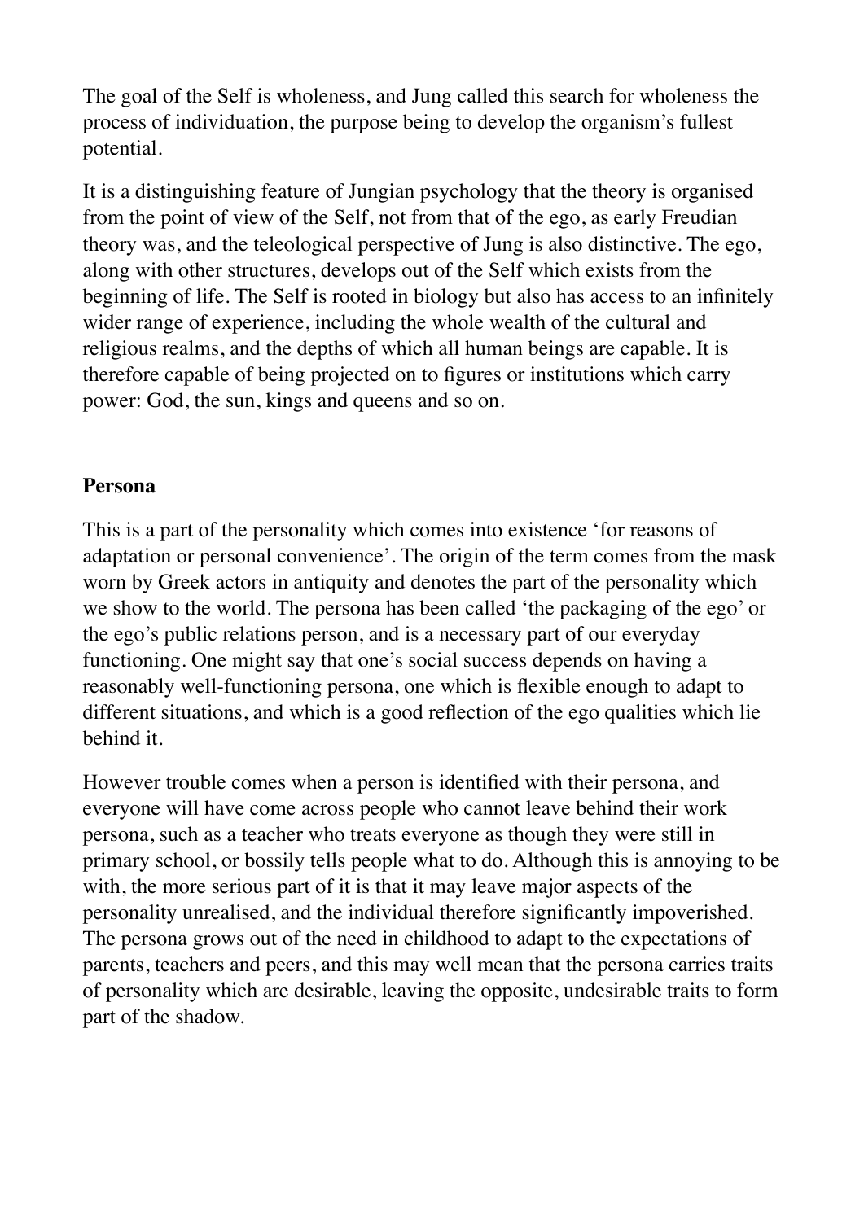The goal of the Self is wholeness, and Jung called this search for wholeness the process of individuation, the purpose being to develop the organism's fullest potential.

It is a distinguishing feature of Jungian psychology that the theory is organised from the point of view of the Self, not from that of the ego, as early Freudian theory was, and the teleological perspective of Jung is also distinctive. The ego, along with other structures, develops out of the Self which exists from the beginning of life. The Self is rooted in biology but also has access to an infinitely wider range of experience, including the whole wealth of the cultural and religious realms, and the depths of which all human beings are capable. It is therefore capable of being projected on to figures or institutions which carry power: God, the sun, kings and queens and so on.

**Persona**

This is a part of the personality which comes into existence 'for reasons of adaptation or personal convenience'. The origin of the term comes from the mask worn by Greek actors in antiquity and denotes the part of the personality which we show to the world. The persona has been called 'the packaging of the ego' or the ego's public relations person, and is a necessary part of our everyday functioning. One might say that one's social success depends on having a reasonably well-functioning persona, one which is flexible enough to adapt to different situations, and which is a good reflection of the ego qualities which lie behind it.

However trouble comes when a person is identified with their persona, and everyone will have come across people who cannot leave behind their work persona, such as a teacher who treats everyone as though they were still in primary school, or bossily tells people what to do. Although this is annoying to be with, the more serious part of it is that it may leave major aspects of the personality unrealised, and the individual therefore significantly impoverished. The persona grows out of the need in childhood to adapt to the expectations of parents, teachers and peers, and this may well mean that the persona carries traits of personality which are desirable, leaving the opposite, undesirable traits to form part of the shadow.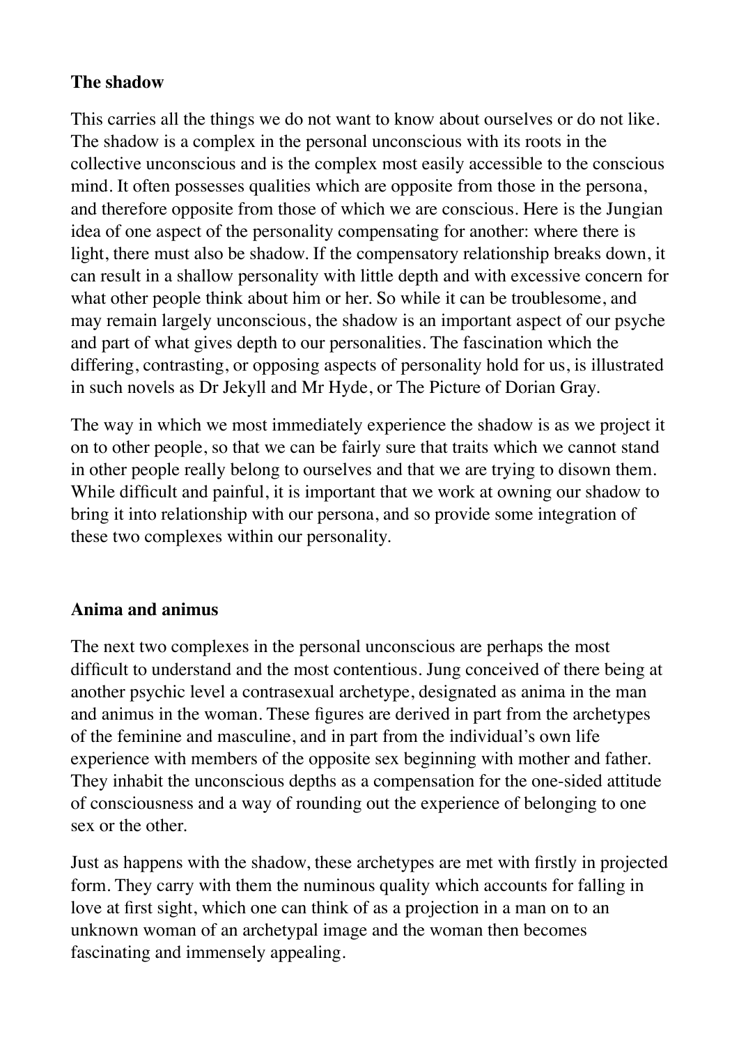**The shadow**

This carries all the things we do not want to know about ourselves or do not like. The shadow is a complex in the personal unconscious with its roots in the collective unconscious and is the complex most easily accessible to the conscious mind. It often possesses qualities which are opposite from those in the persona, and therefore opposite from those of which we are conscious. Here is the Jungian idea of one aspect of the personality compensating for another: where there is light, there must also be shadow. If the compensatory relationship breaks down, it can result in a shallow personality with little depth and with excessive concern for what other people think about him or her. So while it can be troublesome, and may remain largely unconscious, the shadow is an important aspect of our psyche and part of what gives depth to our personalities. The fascination which the differing, contrasting, or opposing aspects of personality hold for us, is illustrated in such novels as Dr Jekyll and Mr Hyde, or The Picture of Dorian Gray.

The way in which we most immediately experience the shadow is as we project it on to other people, so that we can be fairly sure that traits which we cannot stand in other people really belong to ourselves and that we are trying to disown them. While difficult and painful, it is important that we work at owning our shadow to bring it into relationship with our persona, and so provide some integration of these two complexes within our personality.

**Anima and animus**

The next two complexes in the personal unconscious are perhaps the most difficult to understand and the most contentious. Jung conceived of there being at another psychic level a contrasexual archetype, designated as anima in the man and animus in the woman. These figures are derived in part from the archetypes of the feminine and masculine, and in part from the individual's own life experience with members of the opposite sex beginning with mother and father. They inhabit the unconscious depths as a compensation for the one-sided attitude of consciousness and a way of rounding out the experience of belonging to one sex or the other.

Just as happens with the shadow, these archetypes are met with firstly in projected form. They carry with them the numinous quality which accounts for falling in love at first sight, which one can think of as a projection in a man on to an unknown woman of an archetypal image and the woman then becomes fascinating and immensely appealing.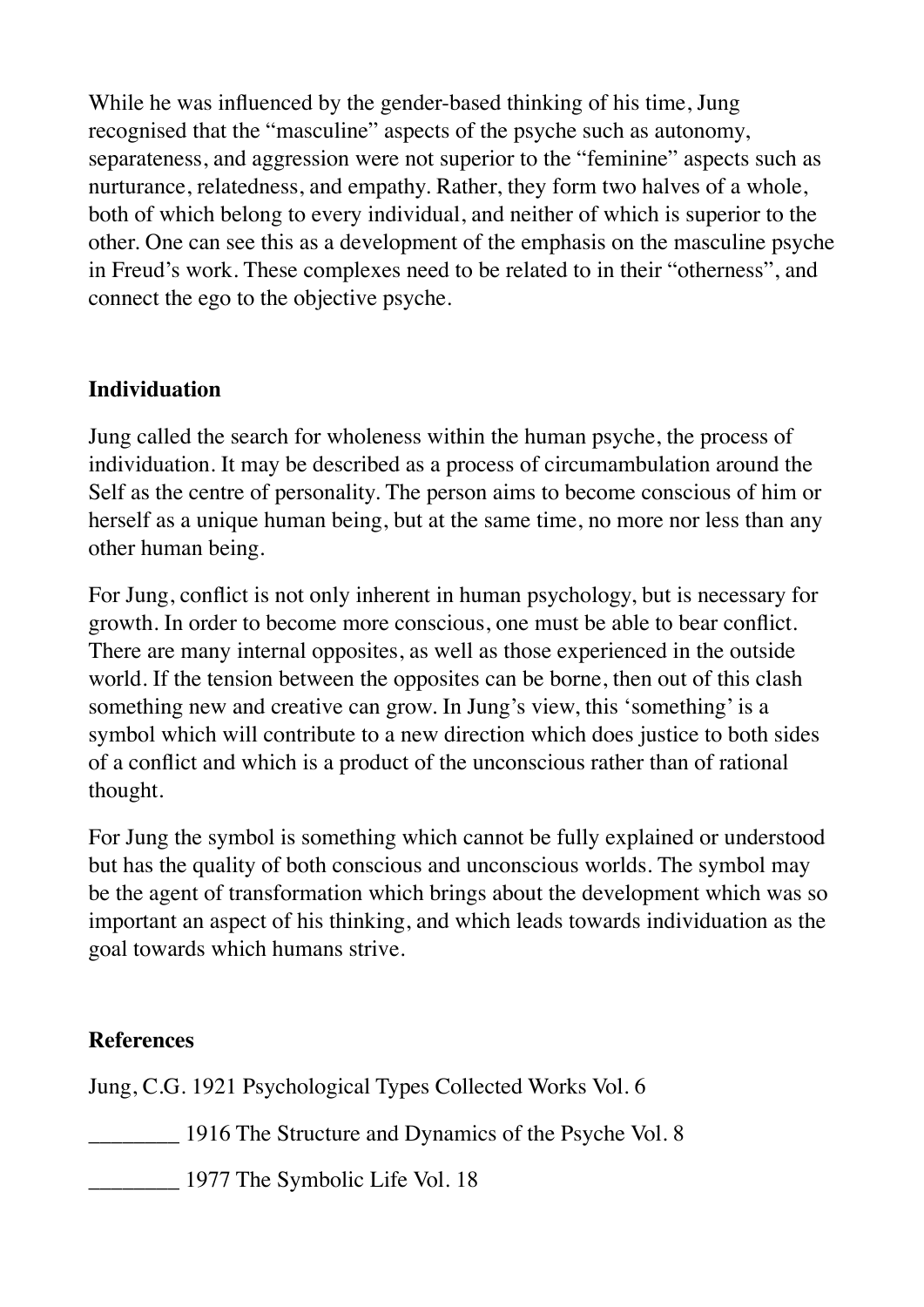While he was influenced by the gender-based thinking of his time, Jung recognised that the "masculine" aspects of the psyche such as autonomy, separateness, and aggression were not superior to the "feminine" aspects such as nurturance, relatedness, and empathy. Rather, they form two halves of a whole, both of which belong to every individual, and neither of which is superior to the other. One can see this as a development of the emphasis on the masculine psyche in Freud's work. These complexes need to be related to in their "otherness", and connect the ego to the objective psyche.

## Individuation

Jung called the search for wholeness within the human psyche, the process of individuation. It may be described as a process of circumambulation around the Self as the centre of personality. The person aims to become conscious of him or herself as a unique human being, but at the same time, no more nor less than any other human being.

For Jung, conflict is not only inherent in human psychology, but is necessary for growth. In order to become more conscious, one must be able to bear conflict. There are many internal opposites, as well as those experienced in the outside world. If the tension between the opposites can be borne, then out of this clash something new and creative can grow. In Jung's view, this 'something' is a symbol which will contribute to a new direction which does justice to both sides of a conflict and which is a product of the unconscious rather than of rational thought.

For Jung the symbol is something which cannot be fully explained or understood but has the quality of both conscious and unconscious worlds. The symbol may be the agent of transformation which brings about the development which was so important an aspect of his thinking, and which leads towards individuation as the goal towards which humans strive.

## References

Jung, C.G. 1921 Psychological Types Collected Works Vol. 6

________ 1916 The Structure and Dynamics of the Psyche Vol. 8

________ 1977 The Symbolic Life Vol. 18